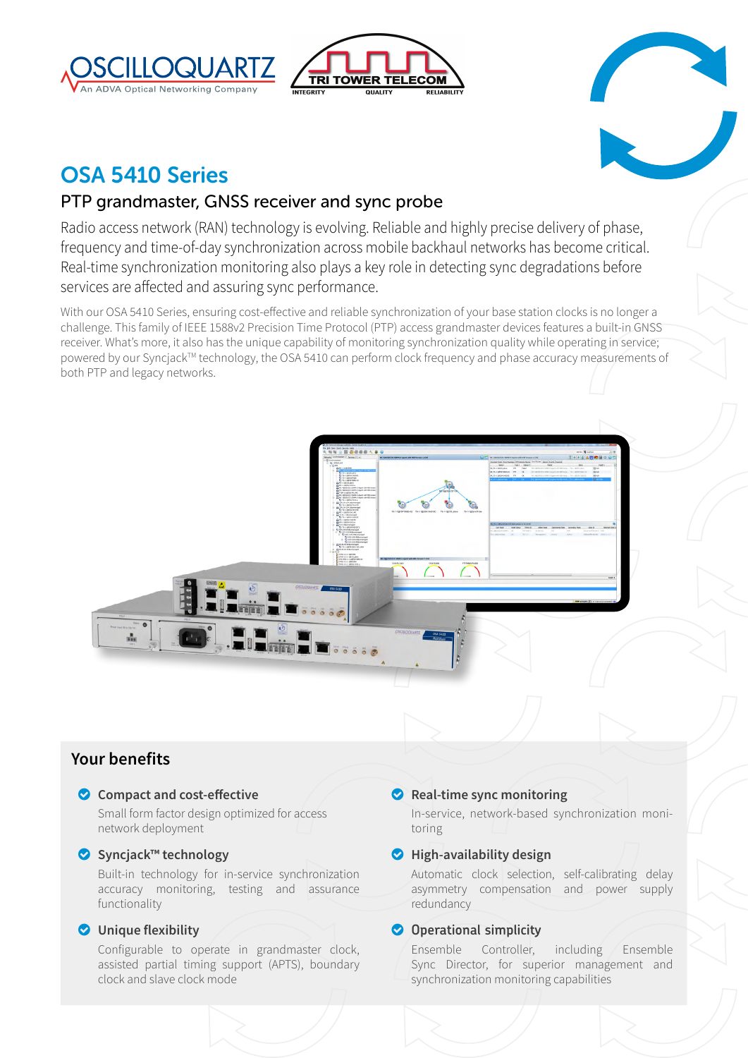# OSA 5410 Series

## PTP grandmaster, GNSS receiver and sync probe

Radio access network (RAN) technology is evolving. Reliable and highly precise delivery of phase, frequency and time-of-day synchronization across mobile backhaul networks has become critical. Real-time synchronization monitoring also plays a key role in detecting sync degradations before services are affected and assuring sync performance.

With our OSA 5410 Series, ensuring cost-effective and reliable synchronization of your base station clocks is no longer a challenge. This family of IEEE 1588v2 Precision Time Protocol (PTP) access grandmaster devices features a built-in GNSS receiver. What's more, it also has the unique capability of monitoring synchronization quality while operating in service; powered by our Syncjack™ technology, the OSA 5410 can perform clock frequency and phase accuracy measurements of both PTP and legacy networks.

## Your benefits

- **Compact and cost-effective**
  Small form factor design optimized for access network deployment
- **Syncjack™ technology**
  Built-in technology for in-service synchronization accuracy monitoring, testing and assurance functionality
- **Unique flexibility**
  Configurable to operate in grandmaster clock, assisted partial timing support (APTS), boundary clock and slave clock mode
- **Real-time sync monitoring**
  In-service, network-based synchronization monitoring
- **High-availability design**
  Automatic clock selection, self-calibrating delay asymmetry compensation and power supply redundancy
- **Operational simplicity**
  Ensemble Controller, including Ensemble Sync Director, for superior management and synchronization monitoring capabilities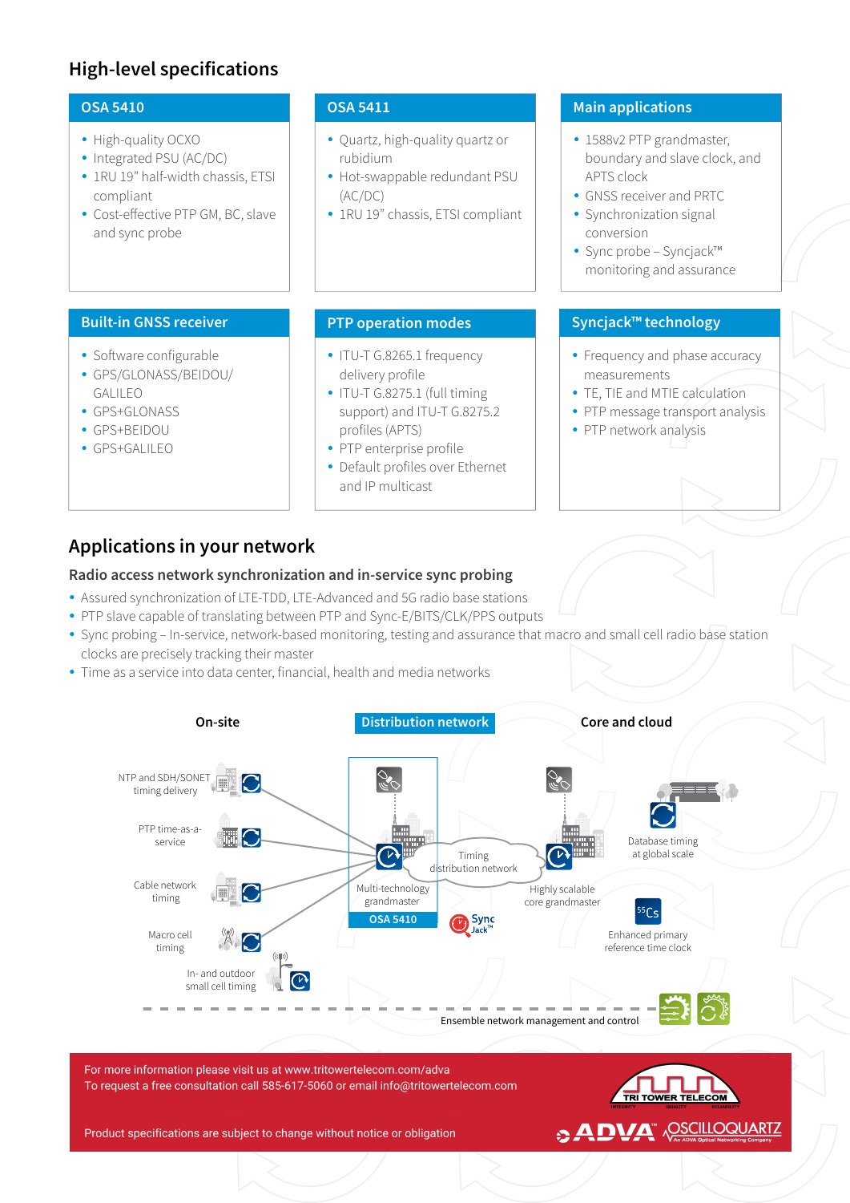## High-level specifications

### OSA 5410

- High-quality OCXO
- Integrated PSU (AC/DC)
- 1RU 19" half-width chassis, ETSI compliant
- Cost-effective PTP GM, BC, slave and sync probe

### OSA 5411

- Quartz, high-quality quartz or rubidium
- Hot-swappable redundant PSU (AC/DC)
- 1RU 19" chassis, ETSI compliant

### Main applications

- 1588v2 PTP grandmaster, boundary and slave clock, and APTS clock
- GNSS receiver and PRTC
- Synchronization signal conversion
- Sync probe – Syncjack™ monitoring and assurance

### Built-in GNSS receiver

- Software configurable
- GPS/GLONASS/BEIDOU/GALILEO
- GPS+GLONASS
- GPS+BEIDOU
- GPS+GALILEO

### PTP operation modes

- ITU-T G.8265.1 frequency delivery profile
- ITU-T G.8275.1 (full timing support) and ITU-T G.8275.2 profiles (APTS)
- PTP enterprise profile
- Default profiles over Ethernet and IP multicast

### Syncjack™ technology

- Frequency and phase accuracy measurements
- TE, TIE and MTIE calculation
- PTP message transport analysis
- PTP network analysis

## Applications in your network

### Radio access network synchronization and in-service sync probing

- Assured synchronization of LTE-TDD, LTE-Advanced and 5G radio base stations
- PTP slave capable of translating between PTP and Sync-E/BITS/CLK/PPS outputs
- Sync probing – In-service, network-based monitoring, testing and assurance that macro and small cell radio base station clocks are precisely tracking their master
- Time as a service into data center, financial, health and media networks

On-site | Distribution network | Core and cloud

NTP and SDH/SONET timing delivery
PTP time-as-a-service
Cable network timing
Macro cell timing
In- and outdoor small cell timing
Multi-technology grandmaster
OSA 5410
Timing distribution network
Highly scalable core grandmaster
Database timing at global scale
Enhanced primary reference time clock
Ensemble network management and control

For more information please visit us at www.tritowertelecom.com/adva
To request a free consultation call 585-617-5060 or email info@tritowertelecom.com

Product specifications are subject to change without notice or obligation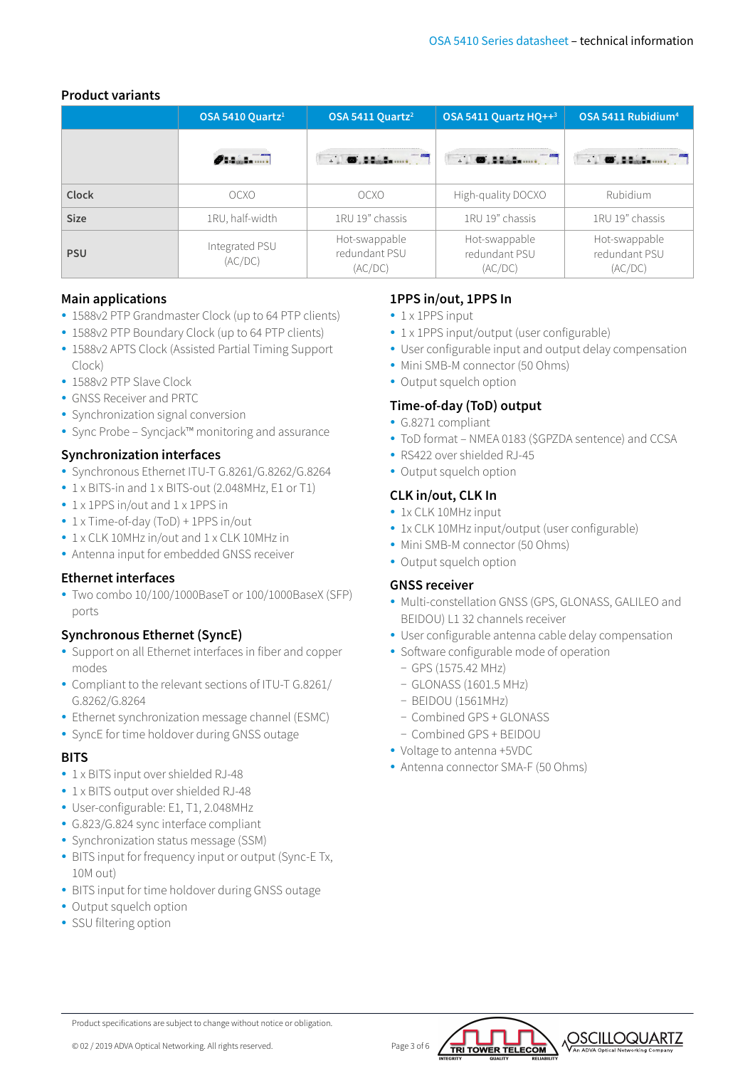## Product variants

| | OSA 5410 Quartz[1] | OSA 5411 Quartz[2] | OSA 5411 Quartz HQ++[3] | OSA 5411 Rubidium[4] |
|---|---|---|---|---|
| | | | | |
| **Clock** | OCXO | OCXO | High-quality DOCXO | Rubidium |
| **Size** | 1RU, half-width | 1RU 19" chassis | 1RU 19" chassis | 1RU 19" chassis |
| **PSU** | Integrated PSU (AC/DC) | Hot-swappable redundant PSU (AC/DC) | Hot-swappable redundant PSU (AC/DC) | Hot-swappable redundant PSU (AC/DC) |

## Main applications

- 1588v2 PTP Grandmaster Clock (up to 64 PTP clients)
- 1588v2 PTP Boundary Clock (up to 64 PTP clients)
- 1588v2 APTS Clock (Assisted Partial Timing Support Clock)
- 1588v2 PTP Slave Clock
- GNSS Receiver and PRTC
- Synchronization signal conversion
- Sync Probe – Syncjack™ monitoring and assurance

## Synchronization interfaces

- Synchronous Ethernet ITU-T G.8261/G.8262/G.8264
- 1 x BITS-in and 1 x BITS-out (2.048MHz, E1 or T1)
- 1 x 1PPS in/out and 1 x 1PPS in
- 1 x Time-of-day (ToD) + 1PPS in/out
- 1 x CLK 10MHz in/out and 1 x CLK 10MHz in
- Antenna input for embedded GNSS receiver

## Ethernet interfaces

- Two combo 10/100/1000BaseT or 100/1000BaseX (SFP) ports

## Synchronous Ethernet (SyncE)

- Support on all Ethernet interfaces in fiber and copper modes
- Compliant to the relevant sections of ITU-T G.8261/ G.8262/G.8264
- Ethernet synchronization message channel (ESMC)
- SyncE for time holdover during GNSS outage

## BITS

- 1 x BITS input over shielded RJ-48
- 1 x BITS output over shielded RJ-48
- User-configurable: E1, T1, 2.048MHz
- G.823/G.824 sync interface compliant
- Synchronization status message (SSM)
- BITS input for frequency input or output (Sync-E Tx, 10M out)
- BITS input for time holdover during GNSS outage
- Output squelch option
- SSU filtering option

## 1PPS in/out, 1PPS In

- 1 x 1PPS input
- 1 x 1PPS input/output (user configurable)
- User configurable input and output delay compensation
- Mini SMB-M connector (50 Ohms)
- Output squelch option

## Time-of-day (ToD) output

- G.8271 compliant
- ToD format – NMEA 0183 ($GPZDA sentence) and CCSA
- RS422 over shielded RJ-45
- Output squelch option

## CLK in/out, CLK In

- 1x CLK 10MHz input
- 1x CLK 10MHz input/output (user configurable)
- Mini SMB-M connector (50 Ohms)
- Output squelch option

## GNSS receiver

- Multi-constellation GNSS (GPS, GLONASS, GALILEO and BEIDOU) L1 32 channels receiver
- User configurable antenna cable delay compensation
- Software configurable mode of operation
  - GPS (1575.42 MHz)
  - GLONASS (1601.5 MHz)
  - BEIDOU (1561MHz)
  - Combined GPS + GLONASS
  - Combined GPS + BEIDOU
- Voltage to antenna +5VDC
- Antenna connector SMA-F (50 Ohms)

Product specifications are subject to change without notice or obligation.

© 02 / 2019 ADVA Optical Networking. All rights reserved.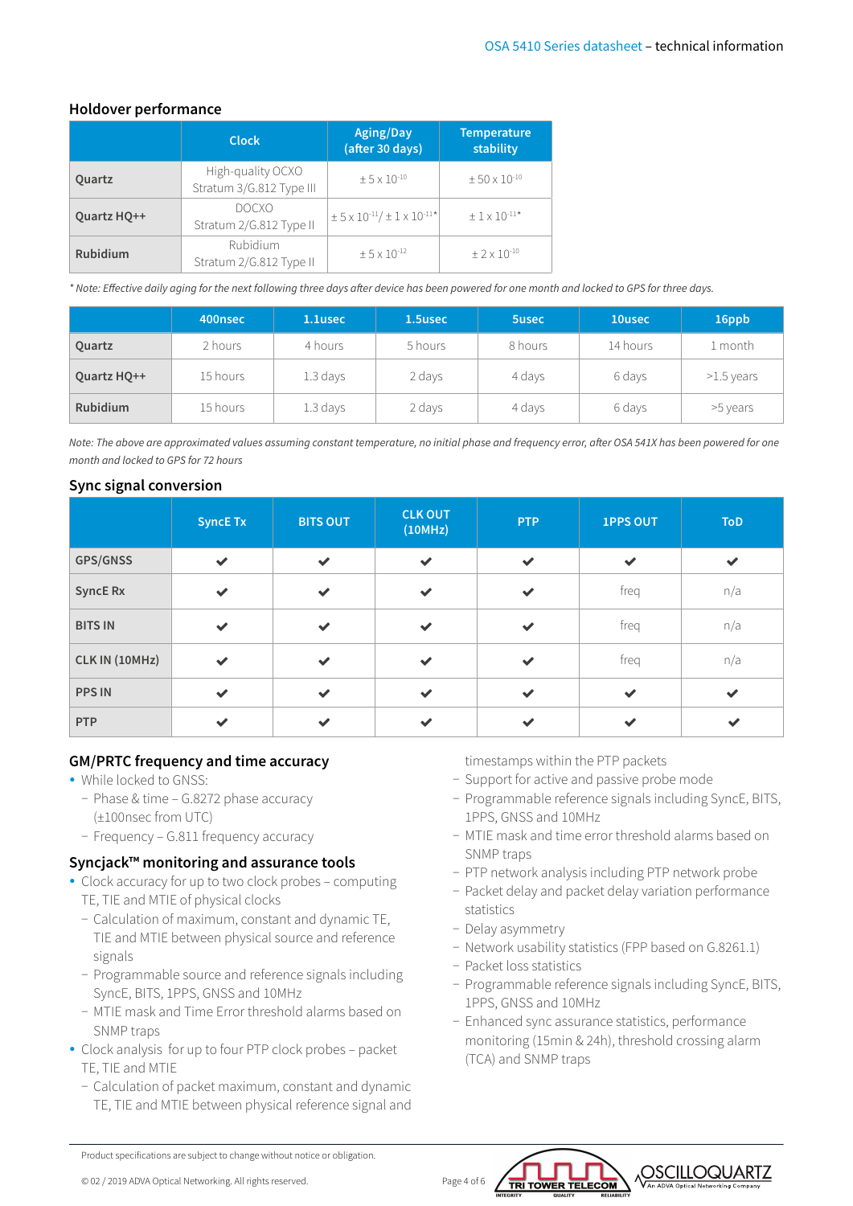## Holdover performance

| | Clock | Aging/Day (after 30 days) | Temperature stability |
|---|---|---|---|
| **Quartz** | High-quality OCXO Stratum 3/G.812 Type III | $\pm 5 \times 10^{-10}$ | $\pm 50 \times 10^{-10}$ |
| **Quartz HQ++** | DOCXO Stratum 2/G.812 Type II | $\pm 5 \times 10^{-11}$ / $\pm 1 \times 10^{-11}$* | $\pm 1 \times 10^{-11}$* |
| **Rubidium** | Rubidium Stratum 2/G.812 Type II | $\pm 5 \times 10^{-12}$ | $\pm 2 \times 10^{-10}$ |

*\* Note: Effective daily aging for the next following three days after device has been powered for one month and locked to GPS for three days.*

| | 400nsec | 1.1usec | 1.5usec | 5usec | 10usec | 16ppb |
|---|---|---|---|---|---|---|
| **Quartz** | 2 hours | 4 hours | 5 hours | 8 hours | 14 hours | 1 month |
| **Quartz HQ++** | 15 hours | 1.3 days | 2 days | 4 days | 6 days | >1.5 years |
| **Rubidium** | 15 hours | 1.3 days | 2 days | 4 days | 6 days | >5 years |

*Note: The above are approximated values assuming constant temperature, no initial phase and frequency error, after OSA 541X has been powered for one month and locked to GPS for 72 hours*

## Sync signal conversion

| | SyncE Tx | BITS OUT | CLK OUT (10MHz) | PTP | 1PPS OUT | ToD |
|---|---|---|---|---|---|---|
| **GPS/GNSS** | ✔ | ✔ | ✔ | ✔ | ✔ | ✔ |
| **SyncE Rx** | ✔ | ✔ | ✔ | ✔ | freq | n/a |
| **BITS IN** | ✔ | ✔ | ✔ | ✔ | freq | n/a |
| **CLK IN (10MHz)** | ✔ | ✔ | ✔ | ✔ | freq | n/a |
| **PPS IN** | ✔ | ✔ | ✔ | ✔ | ✔ | ✔ |
| **PTP** | ✔ | ✔ | ✔ | ✔ | ✔ | ✔ |

## GM/PRTC frequency and time accuracy

- While locked to GNSS:
  - Phase & time – G.8272 phase accuracy (±100nsec from UTC)
  - Frequency – G.811 frequency accuracy

## Syncjack™ monitoring and assurance tools

- Clock accuracy for up to two clock probes – computing TE, TIE and MTIE of physical clocks
  - Calculation of maximum, constant and dynamic TE, TIE and MTIE between physical source and reference signals
  - Programmable source and reference signals including SyncE, BITS, 1PPS, GNSS and 10MHz
  - MTIE mask and Time Error threshold alarms based on SNMP traps
- Clock analysis for up to four PTP clock probes – packet TE, TIE and MTIE
  - Calculation of packet maximum, constant and dynamic TE, TIE and MTIE between physical reference signal and timestamps within the PTP packets
  - Support for active and passive probe mode
  - Programmable reference signals including SyncE, BITS, 1PPS, GNSS and 10MHz
  - MTIE mask and time error threshold alarms based on SNMP traps
  - PTP network analysis including PTP network probe
  - Packet delay and packet delay variation performance statistics
  - Delay asymmetry
  - Network usability statistics (FPP based on G.8261.1)
  - Packet loss statistics
  - Programmable reference signals including SyncE, BITS, 1PPS, GNSS and 10MHz
  - Enhanced sync assurance statistics, performance monitoring (15min & 24h), threshold crossing alarm (TCA) and SNMP traps

Product specifications are subject to change without notice or obligation.

© 02 / 2019 ADVA Optical Networking. All rights reserved.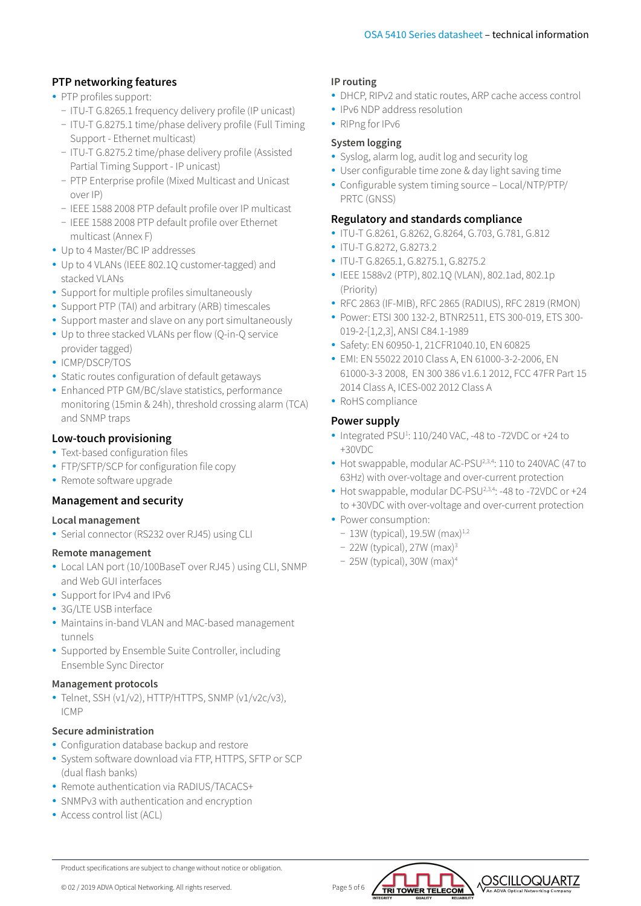## PTP networking features

- PTP profiles support:
  - ITU-T G.8265.1 frequency delivery profile (IP unicast)
  - ITU-T G.8275.1 time/phase delivery profile (Full Timing Support - Ethernet multicast)
  - ITU-T G.8275.2 time/phase delivery profile (Assisted Partial Timing Support - IP unicast)
  - PTP Enterprise profile (Mixed Multicast and Unicast over IP)
  - IEEE 1588 2008 PTP default profile over IP multicast
  - IEEE 1588 2008 PTP default profile over Ethernet multicast (Annex F)
- Up to 4 Master/BC IP addresses
- Up to 4 VLANs (IEEE 802.1Q customer-tagged) and stacked VLANs
- Support for multiple profiles simultaneously
- Support PTP (TAI) and arbitrary (ARB) timescales
- Support master and slave on any port simultaneously
- Up to three stacked VLANs per flow (Q-in-Q service provider tagged)
- ICMP/DSCP/TOS
- Static routes configuration of default getaways
- Enhanced PTP GM/BC/slave statistics, performance monitoring (15min & 24h), threshold crossing alarm (TCA) and SNMP traps

## Low-touch provisioning

- Text-based configuration files
- FTP/SFTP/SCP for configuration file copy
- Remote software upgrade

## Management and security

### Local management

- Serial connector (RS232 over RJ45) using CLI

### Remote management

- Local LAN port (10/100BaseT over RJ45 ) using CLI, SNMP and Web GUI interfaces
- Support for IPv4 and IPv6
- 3G/LTE USB interface
- Maintains in-band VLAN and MAC-based management tunnels
- Supported by Ensemble Suite Controller, including Ensemble Sync Director

### Management protocols

- Telnet, SSH (v1/v2), HTTP/HTTPS, SNMP (v1/v2c/v3), ICMP

### Secure administration

- Configuration database backup and restore
- System software download via FTP, HTTPS, SFTP or SCP (dual flash banks)
- Remote authentication via RADIUS/TACACS+
- SNMPv3 with authentication and encryption
- Access control list (ACL)

### IP routing

- DHCP, RIPv2 and static routes, ARP cache access control
- IPv6 NDP address resolution
- RIPng for IPv6

### System logging

- Syslog, alarm log, audit log and security log
- User configurable time zone & day light saving time
- Configurable system timing source – Local/NTP/PTP/PRTC (GNSS)

## Regulatory and standards compliance

- ITU-T G.8261, G.8262, G.8264, G.703, G.781, G.812
- ITU-T G.8272, G.8273.2
- ITU-T G.8265.1, G.8275.1, G.8275.2
- IEEE 1588v2 (PTP), 802.1Q (VLAN), 802.1ad, 802.1p (Priority)
- RFC 2863 (IF-MIB), RFC 2865 (RADIUS), RFC 2819 (RMON)
- Power: ETSI 300 132-2, BTNR2511, ETS 300-019, ETS 300-019-2-[1,2,3], ANSI C84.1-1989
- Safety: EN 60950-1, 21CFR1040.10, EN 60825
- EMI: EN 55022 2010 Class A, EN 61000-3-2-2006, EN 61000-3-3 2008, EN 300 386 v1.6.1 2012, FCC 47FR Part 15 2014 Class A, ICES-002 2012 Class A
- RoHS compliance

## Power supply

- Integrated PSU[1]: 110/240 VAC, -48 to -72VDC or +24 to +30VDC
- Hot swappable, modular AC-PSU[2,3,4]: 110 to 240VAC (47 to 63Hz) with over-voltage and over-current protection
- Hot swappable, modular DC-PSU[2,3,4]: -48 to -72VDC or +24 to +30VDC with over-voltage and over-current protection
- Power consumption:
  - 13W (typical), 19.5W (max)[1,2]
  - 22W (typical), 27W (max)[3]
  - 25W (typical), 30W (max)[4]

Product specifications are subject to change without notice or obligation.

© 02 / 2019 ADVA Optical Networking. All rights reserved.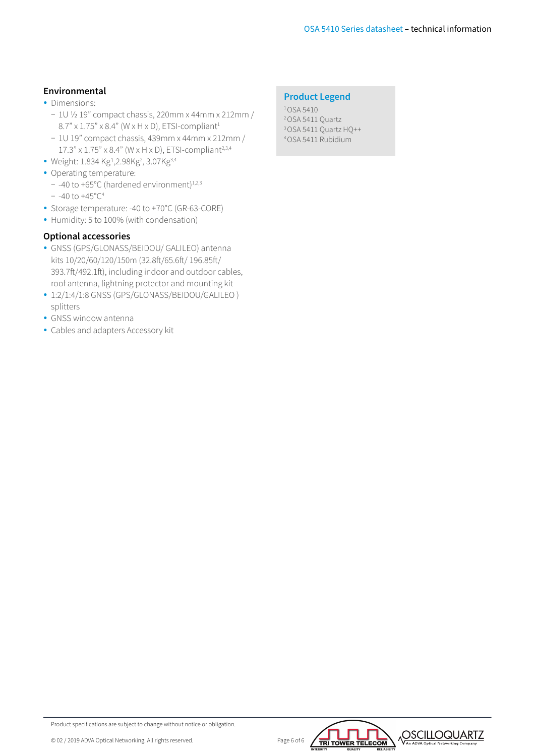## Environmental

- Dimensions:
  - 1U ½ 19" compact chassis, 220mm x 44mm x 212mm / 8.7" x 1.75" x 8.4" (W x H x D), ETSI-compliant[1]
  - 1U 19" compact chassis, 439mm x 44mm x 212mm / 17.3" x 1.75" x 8.4" (W x H x D), ETSI-compliant[2,3,4]
- Weight: 1.834 Kg[1],2.98Kg[2], 3.07Kg[3,4]
- Operating temperature:
  - -40 to +65°C (hardened environment)[1,2,3]
  - -40 to +45°C[4]
- Storage temperature: -40 to +70°C (GR-63-CORE)
- Humidity: 5 to 100% (with condensation)

## Optional accessories

- GNSS (GPS/GLONASS/BEIDOU/ GALILEO) antenna kits 10/20/60/120/150m (32.8ft/65.6ft/ 196.85ft/ 393.7ft/492.1ft), including indoor and outdoor cables, roof antenna, lightning protector and mounting kit
- 1:2/1:4/1:8 GNSS (GPS/GLONASS/BEIDOU/GALILEO ) splitters
- GNSS window antenna
- Cables and adapters Accessory kit

### Product Legend

[1] OSA 5410
[2] OSA 5411 Quartz
[3] OSA 5411 Quartz HQ++
[4] OSA 5411 Rubidium

Product specifications are subject to change without notice or obligation.

© 02 / 2019 ADVA Optical Networking. All rights reserved.